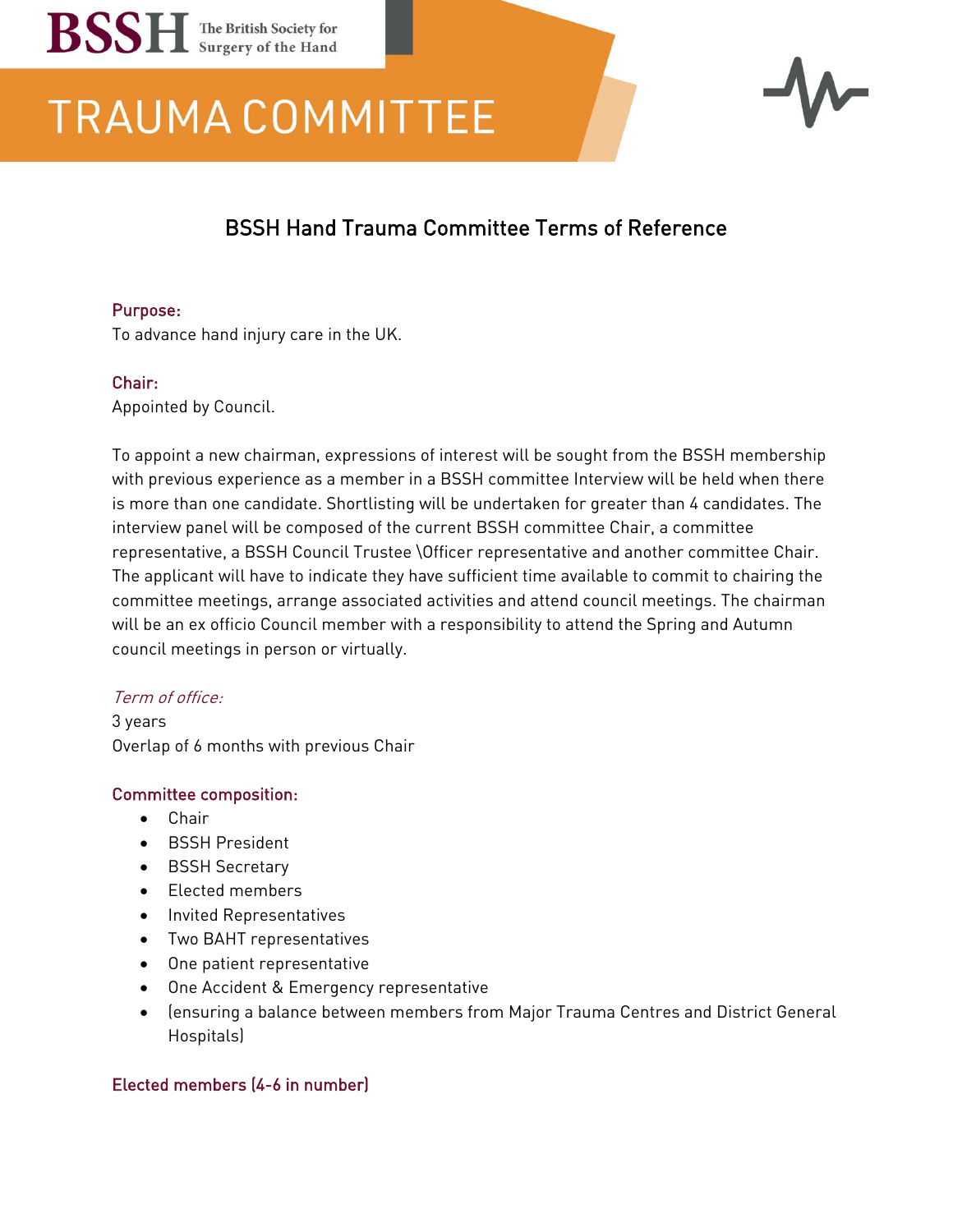# TRAUMA COMMITTEE

## BSSH Hand Trauma Committee Terms of Reference

### Purpose:

To advance hand injury care in the UK.

### Chair:

Appointed by Council.

To appoint a new chairman, expressions of interest will be sought from the BSSH membership with previous experience as a member in a BSSH committee Interview will be held when there is more than one candidate. Shortlisting will be undertaken for greater than 4 candidates. The interview panel will be composed of the current BSSH committee Chair, a committee representative, a BSSH Council Trustee \Officer representative and another committee Chair. The applicant will have to indicate they have sufficient time available to commit to chairing the committee meetings, arrange associated activities and attend council meetings. The chairman will be an ex officio Council member with a responsibility to attend the Spring and Autumn council meetings in person or virtually.

*Term of office:*

3 years
Overlap of 6 months with previous Chair

### Committee composition:

- Chair
- BSSH President
- BSSH Secretary
- Elected members
- Invited Representatives
- Two BAHT representatives
- One patient representative
- One Accident & Emergency representative
- (ensuring a balance between members from Major Trauma Centres and District General Hospitals)

### Elected members (4-6 in number)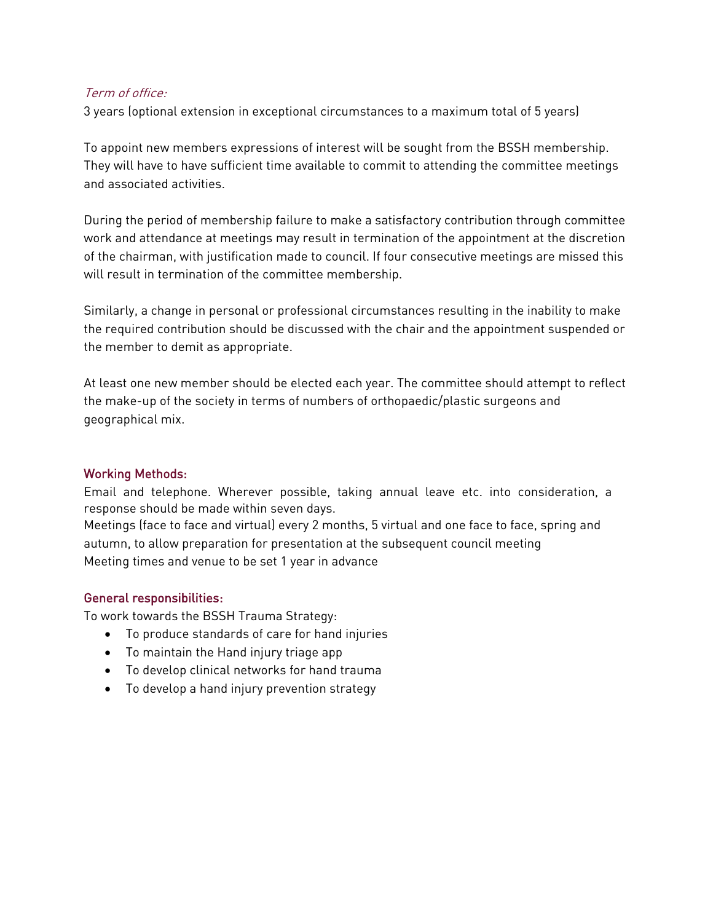*Term of office:*
3 years (optional extension in exceptional circumstances to a maximum total of 5 years)

To appoint new members expressions of interest will be sought from the BSSH membership. They will have to have sufficient time available to commit to attending the committee meetings and associated activities.

During the period of membership failure to make a satisfactory contribution through committee work and attendance at meetings may result in termination of the appointment at the discretion of the chairman, with justification made to council. If four consecutive meetings are missed this will result in termination of the committee membership.

Similarly, a change in personal or professional circumstances resulting in the inability to make the required contribution should be discussed with the chair and the appointment suspended or the member to demit as appropriate.

At least one new member should be elected each year. The committee should attempt to reflect the make-up of the society in terms of numbers of orthopaedic/plastic surgeons and geographical mix.

## Working Methods:

Email and telephone. Wherever possible, taking annual leave etc. into consideration, a response should be made within seven days.
Meetings (face to face and virtual) every 2 months, 5 virtual and one face to face, spring and autumn, to allow preparation for presentation at the subsequent council meeting
Meeting times and venue to be set 1 year in advance

## General responsibilities:

To work towards the BSSH Trauma Strategy:

- To produce standards of care for hand injuries
- To maintain the Hand injury triage app
- To develop clinical networks for hand trauma
- To develop a hand injury prevention strategy